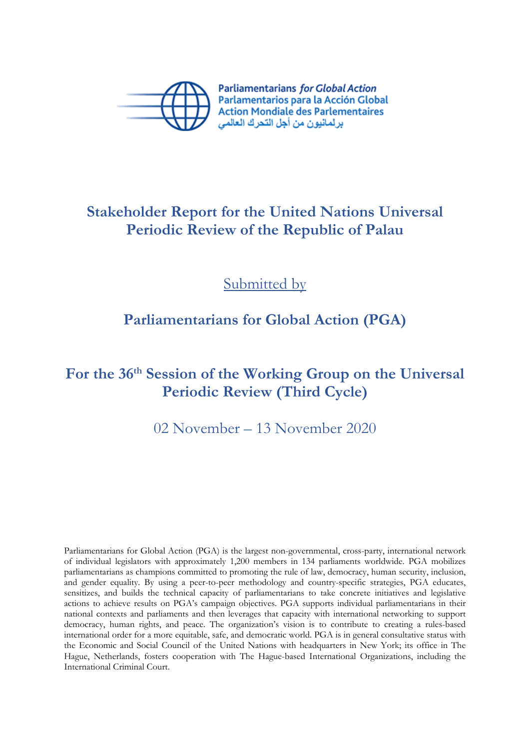Parliamentarians *for Global Action*
Parlamentarios para la Acción Global
Action Mondiale des Parlementaires
برلمانيون من أجل التحرك العالمي

# Stakeholder Report for the United Nations Universal Periodic Review of the Republic of Palau

Submitted by

## Parliamentarians for Global Action (PGA)

## For the 36th Session of the Working Group on the Universal Periodic Review (Third Cycle)

02 November – 13 November 2020

Parliamentarians for Global Action (PGA) is the largest non-governmental, cross-party, international network of individual legislators with approximately 1,200 members in 134 parliaments worldwide. PGA mobilizes parliamentarians as champions committed to promoting the rule of law, democracy, human security, inclusion, and gender equality. By using a peer-to-peer methodology and country-specific strategies, PGA educates, sensitizes, and builds the technical capacity of parliamentarians to take concrete initiatives and legislative actions to achieve results on PGA's campaign objectives. PGA supports individual parliamentarians in their national contexts and parliaments and then leverages that capacity with international networking to support democracy, human rights, and peace. The organization's vision is to contribute to creating a rules-based international order for a more equitable, safe, and democratic world. PGA is in general consultative status with the Economic and Social Council of the United Nations with headquarters in New York; its office in The Hague, Netherlands, fosters cooperation with The Hague-based International Organizations, including the International Criminal Court.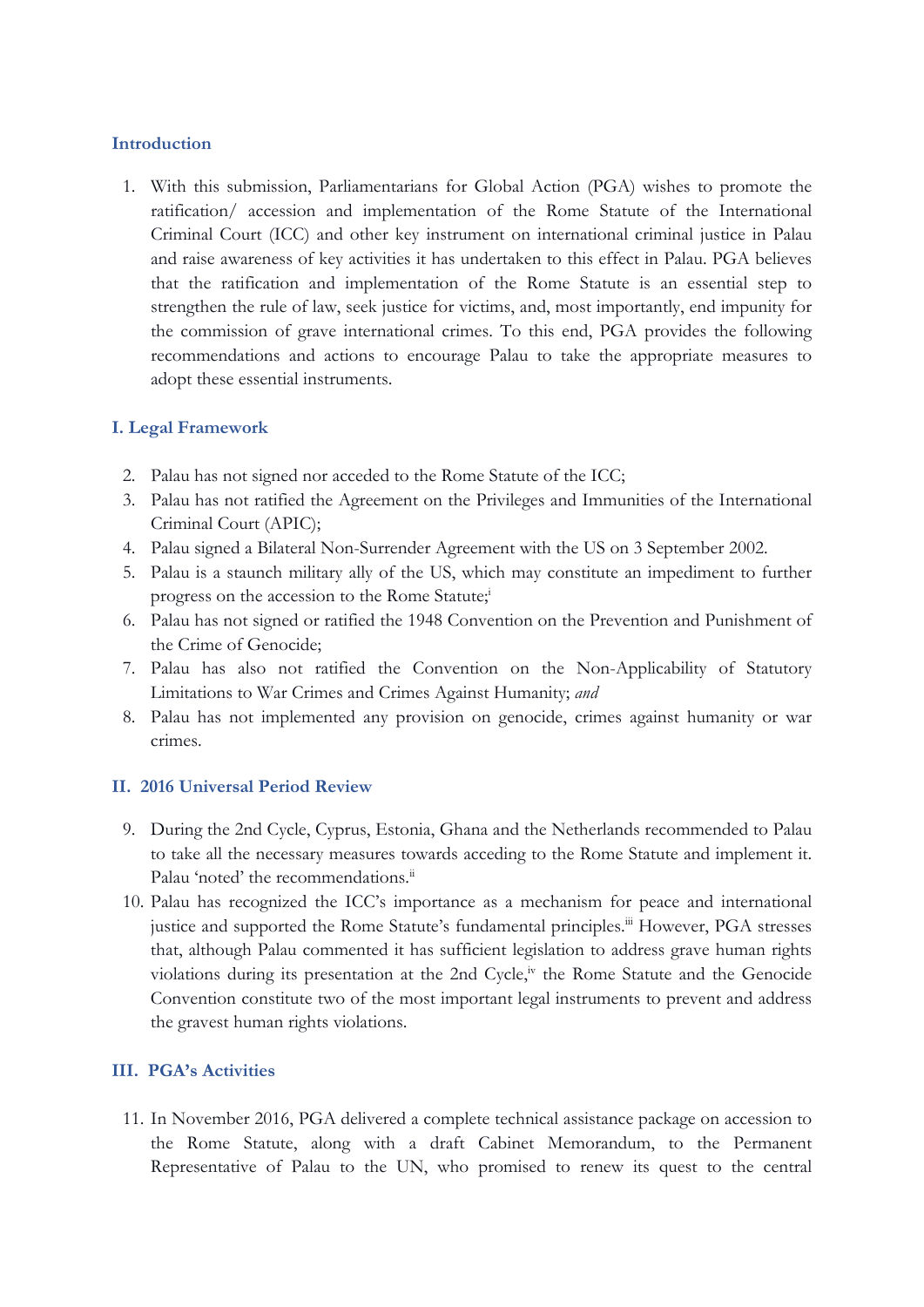## Introduction

1. With this submission, Parliamentarians for Global Action (PGA) wishes to promote the ratification/ accession and implementation of the Rome Statute of the International Criminal Court (ICC) and other key instrument on international criminal justice in Palau and raise awareness of key activities it has undertaken to this effect in Palau. PGA believes that the ratification and implementation of the Rome Statute is an essential step to strengthen the rule of law, seek justice for victims, and, most importantly, end impunity for the commission of grave international crimes. To this end, PGA provides the following recommendations and actions to encourage Palau to take the appropriate measures to adopt these essential instruments.

## I. Legal Framework

2. Palau has not signed nor acceded to the Rome Statute of the ICC;
3. Palau has not ratified the Agreement on the Privileges and Immunities of the International Criminal Court (APIC);
4. Palau signed a Bilateral Non-Surrender Agreement with the US on 3 September 2002.
5. Palau is a staunch military ally of the US, which may constitute an impediment to further progress on the accession to the Rome Statute;[i]
6. Palau has not signed or ratified the 1948 Convention on the Prevention and Punishment of the Crime of Genocide;
7. Palau has also not ratified the Convention on the Non-Applicability of Statutory Limitations to War Crimes and Crimes Against Humanity; *and*
8. Palau has not implemented any provision on genocide, crimes against humanity or war crimes.

## II. 2016 Universal Period Review

9. During the 2nd Cycle, Cyprus, Estonia, Ghana and the Netherlands recommended to Palau to take all the necessary measures towards acceding to the Rome Statute and implement it. Palau 'noted' the recommendations.[ii]
10. Palau has recognized the ICC's importance as a mechanism for peace and international justice and supported the Rome Statute's fundamental principles.[iii] However, PGA stresses that, although Palau commented it has sufficient legislation to address grave human rights violations during its presentation at the 2nd Cycle,[iv] the Rome Statute and the Genocide Convention constitute two of the most important legal instruments to prevent and address the gravest human rights violations.

## III. PGA's Activities

11. In November 2016, PGA delivered a complete technical assistance package on accession to the Rome Statute, along with a draft Cabinet Memorandum, to the Permanent Representative of Palau to the UN, who promised to renew its quest to the central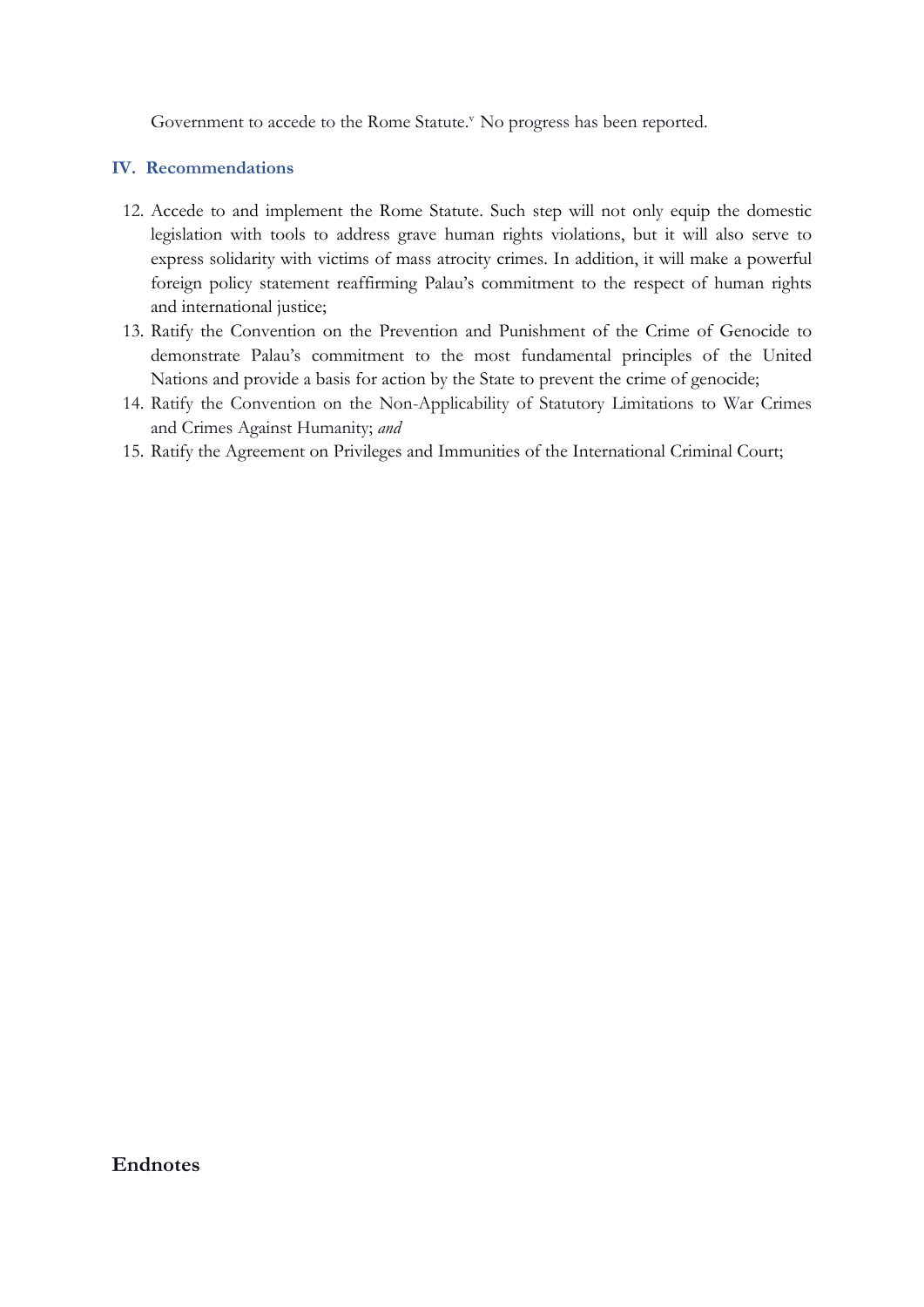Government to accede to the Rome Statute.[v] No progress has been reported.

## IV. Recommendations

12. Accede to and implement the Rome Statute. Such step will not only equip the domestic legislation with tools to address grave human rights violations, but it will also serve to express solidarity with victims of mass atrocity crimes. In addition, it will make a powerful foreign policy statement reaffirming Palau's commitment to the respect of human rights and international justice;
13. Ratify the Convention on the Prevention and Punishment of the Crime of Genocide to demonstrate Palau's commitment to the most fundamental principles of the United Nations and provide a basis for action by the State to prevent the crime of genocide;
14. Ratify the Convention on the Non-Applicability of Statutory Limitations to War Crimes and Crimes Against Humanity; *and*
15. Ratify the Agreement on Privileges and Immunities of the International Criminal Court;

## Endnotes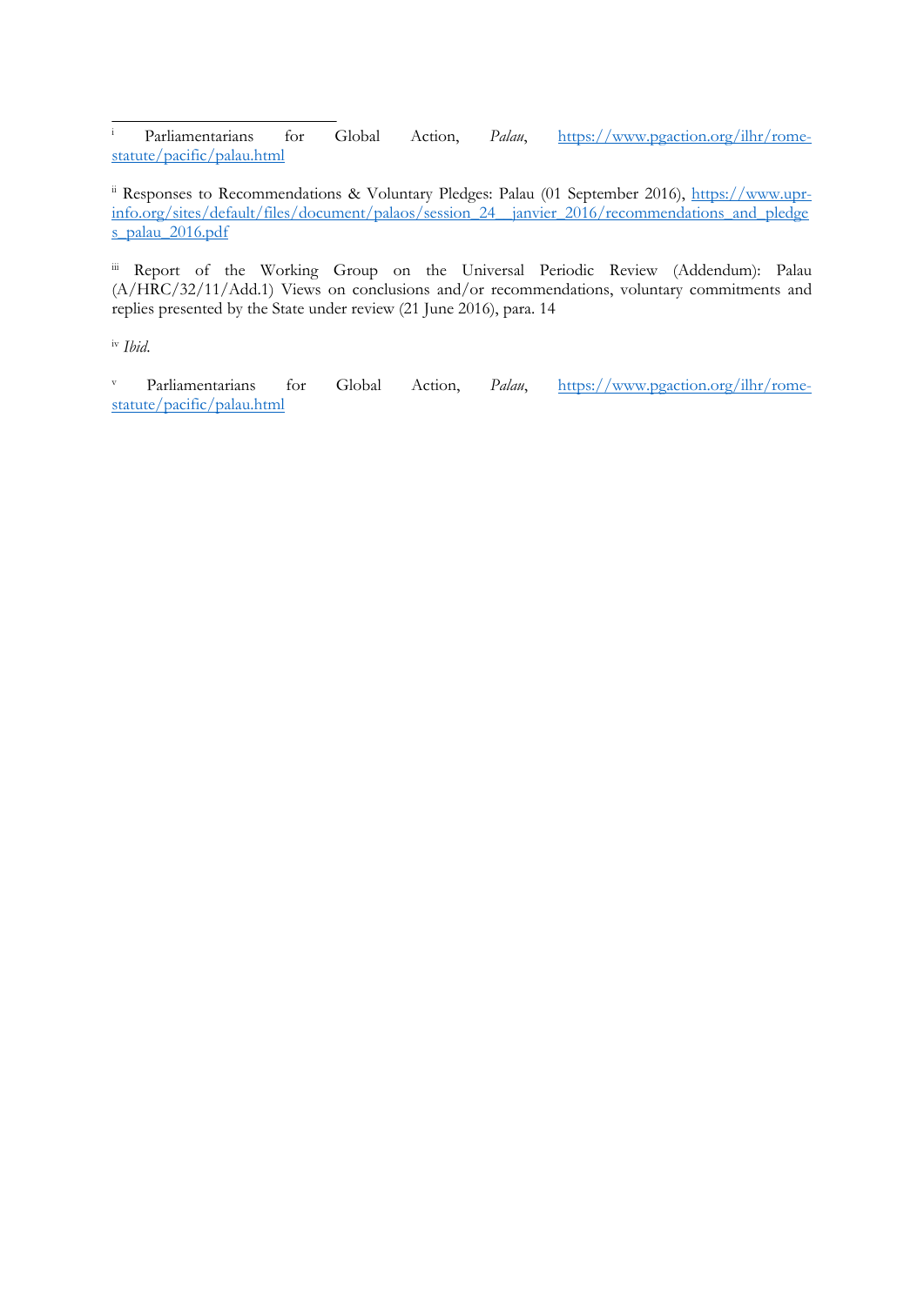[i] Parliamentarians for Global Action, *Palau*, https://www.pgaction.org/ilhr/rome-statute/pacific/palau.html

[ii] Responses to Recommendations & Voluntary Pledges: Palau (01 September 2016), https://www.upr-info.org/sites/default/files/document/palaos/session_24__janvier_2016/recommendations_and_pledges_palau_2016.pdf

[iii] Report of the Working Group on the Universal Periodic Review (Addendum): Palau (A/HRC/32/11/Add.1) Views on conclusions and/or recommendations, voluntary commitments and replies presented by the State under review (21 June 2016), para. 14

[iv] *Ibid.*

[v] Parliamentarians for Global Action, *Palau*, https://www.pgaction.org/ilhr/rome-statute/pacific/palau.html